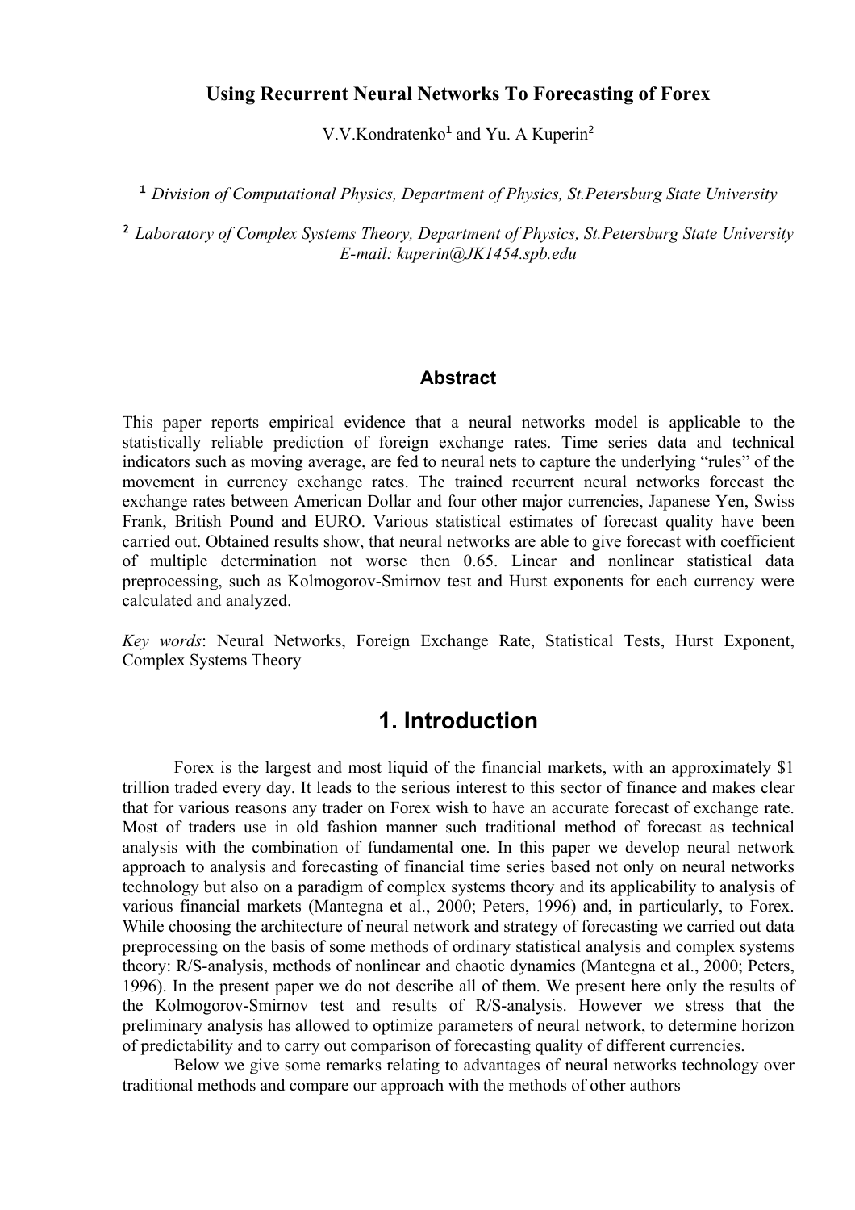# Using Recurrent Neural Networks To Forecasting of Forex

V.V.Kondratenko[1] and Yu. A Kuperin[2]

[1] *Division of Computational Physics, Department of Physics, St.Petersburg State University*

[2] *Laboratory of Complex Systems Theory, Department of Physics, St.Petersburg State University*
*E-mail: kuperin@JK1454.spb.edu*

## Abstract

This paper reports empirical evidence that a neural networks model is applicable to the statistically reliable prediction of foreign exchange rates. Time series data and technical indicators such as moving average, are fed to neural nets to capture the underlying "rules" of the movement in currency exchange rates. The trained recurrent neural networks forecast the exchange rates between American Dollar and four other major currencies, Japanese Yen, Swiss Frank, British Pound and EURO. Various statistical estimates of forecast quality have been carried out. Obtained results show, that neural networks are able to give forecast with coefficient of multiple determination not worse then 0.65. Linear and nonlinear statistical data preprocessing, such as Kolmogorov-Smirnov test and Hurst exponents for each currency were calculated and analyzed.

*Key words*: Neural Networks, Foreign Exchange Rate, Statistical Tests, Hurst Exponent, Complex Systems Theory

# 1. Introduction

Forex is the largest and most liquid of the financial markets, with an approximately $1 trillion traded every day. It leads to the serious interest to this sector of finance and makes clear that for various reasons any trader on Forex wish to have an accurate forecast of exchange rate. Most of traders use in old fashion manner such traditional method of forecast as technical analysis with the combination of fundamental one. In this paper we develop neural network approach to analysis and forecasting of financial time series based not only on neural networks technology but also on a paradigm of complex systems theory and its applicability to analysis of various financial markets (Mantegna et al., 2000; Peters, 1996) and, in particularly, to Forex. While choosing the architecture of neural network and strategy of forecasting we carried out data preprocessing on the basis of some methods of ordinary statistical analysis and complex systems theory: R/S-analysis, methods of nonlinear and chaotic dynamics (Mantegna et al., 2000; Peters, 1996). In the present paper we do not describe all of them. We present here only the results of the Kolmogorov-Smirnov test and results of R/S-analysis. However we stress that the preliminary analysis has allowed to optimize parameters of neural network, to determine horizon of predictability and to carry out comparison of forecasting quality of different currencies.

Below we give some remarks relating to advantages of neural networks technology over traditional methods and compare our approach with the methods of other authors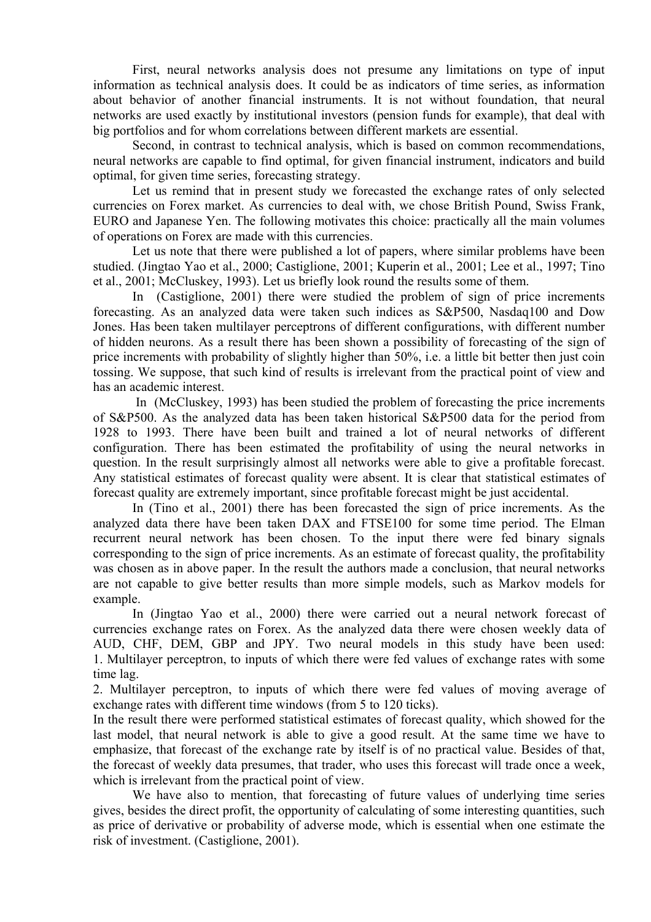First, neural networks analysis does not presume any limitations on type of input information as technical analysis does. It could be as indicators of time series, as information about behavior of another financial instruments. It is not without foundation, that neural networks are used exactly by institutional investors (pension funds for example), that deal with big portfolios and for whom correlations between different markets are essential.

Second, in contrast to technical analysis, which is based on common recommendations, neural networks are capable to find optimal, for given financial instrument, indicators and build optimal, for given time series, forecasting strategy.

Let us remind that in present study we forecasted the exchange rates of only selected currencies on Forex market. As currencies to deal with, we chose British Pound, Swiss Frank, EURO and Japanese Yen. The following motivates this choice: practically all the main volumes of operations on Forex are made with this currencies.

Let us note that there were published a lot of papers, where similar problems have been studied. (Jingtao Yao et al., 2000; Castiglione, 2001; Kuperin et al., 2001; Lee et al., 1997; Tino et al., 2001; McCluskey, 1993). Let us briefly look round the results some of them.

In (Castiglione, 2001) there were studied the problem of sign of price increments forecasting. As an analyzed data were taken such indices as S&P500, Nasdaq100 and Dow Jones. Has been taken multilayer perceptrons of different configurations, with different number of hidden neurons. As a result there has been shown a possibility of forecasting of the sign of price increments with probability of slightly higher than 50%, i.e. a little bit better then just coin tossing. We suppose, that such kind of results is irrelevant from the practical point of view and has an academic interest.

In (McCluskey, 1993) has been studied the problem of forecasting the price increments of S&P500. As the analyzed data has been taken historical S&P500 data for the period from 1928 to 1993. There have been built and trained a lot of neural networks of different configuration. There has been estimated the profitability of using the neural networks in question. In the result surprisingly almost all networks were able to give a profitable forecast. Any statistical estimates of forecast quality were absent. It is clear that statistical estimates of forecast quality are extremely important, since profitable forecast might be just accidental.

In (Tino et al., 2001) there has been forecasted the sign of price increments. As the analyzed data there have been taken DAX and FTSE100 for some time period. The Elman recurrent neural network has been chosen. To the input there were fed binary signals corresponding to the sign of price increments. As an estimate of forecast quality, the profitability was chosen as in above paper. In the result the authors made a conclusion, that neural networks are not capable to give better results than more simple models, such as Markov models for example.

In (Jingtao Yao et al., 2000) there were carried out a neural network forecast of currencies exchange rates on Forex. As the analyzed data there were chosen weekly data of AUD, CHF, DEM, GBP and JPY. Two neural models in this study have been used:
1. Multilayer perceptron, to inputs of which there were fed values of exchange rates with some time lag.
2. Multilayer perceptron, to inputs of which there were fed values of moving average of exchange rates with different time windows (from 5 to 120 ticks).

In the result there were performed statistical estimates of forecast quality, which showed for the last model, that neural network is able to give a good result. At the same time we have to emphasize, that forecast of the exchange rate by itself is of no practical value. Besides of that, the forecast of weekly data presumes, that trader, who uses this forecast will trade once a week, which is irrelevant from the practical point of view.

We have also to mention, that forecasting of future values of underlying time series gives, besides the direct profit, the opportunity of calculating of some interesting quantities, such as price of derivative or probability of adverse mode, which is essential when one estimate the risk of investment. (Castiglione, 2001).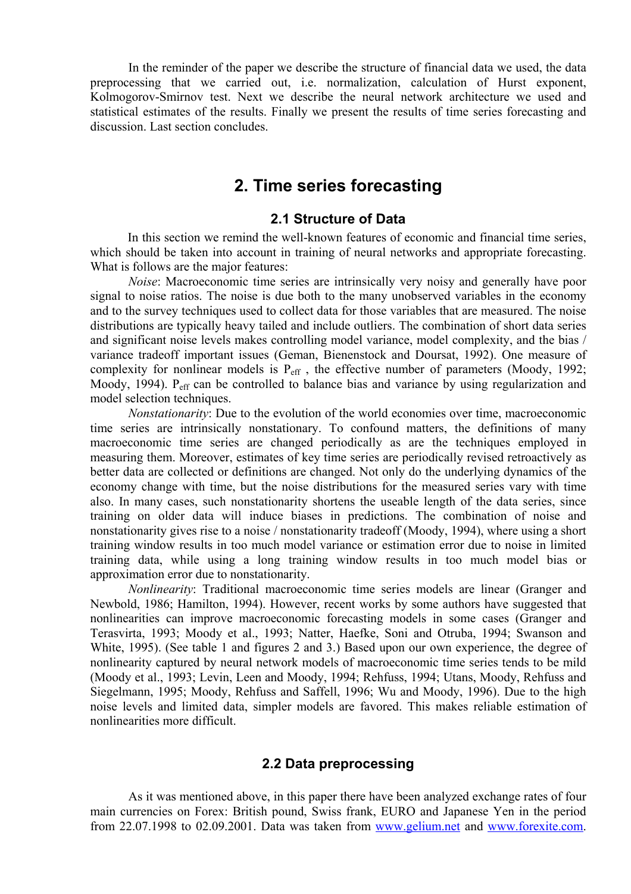In the reminder of the paper we describe the structure of financial data we used, the data preprocessing that we carried out, i.e. normalization, calculation of Hurst exponent, Kolmogorov-Smirnov test. Next we describe the neural network architecture we used and statistical estimates of the results. Finally we present the results of time series forecasting and discussion. Last section concludes.

# 2. Time series forecasting

## 2.1 Structure of Data

In this section we remind the well-known features of economic and financial time series, which should be taken into account in training of neural networks and appropriate forecasting. What is follows are the major features:

*Noise*: Macroeconomic time series are intrinsically very noisy and generally have poor signal to noise ratios. The noise is due both to the many unobserved variables in the economy and to the survey techniques used to collect data for those variables that are measured. The noise distributions are typically heavy tailed and include outliers. The combination of short data series and significant noise levels makes controlling model variance, model complexity, and the bias / variance tradeoff important issues (Geman, Bienenstock and Doursat, 1992). One measure of complexity for nonlinear models is $P_{eff}$ , the effective number of parameters (Moody, 1992; Moody, 1994). $P_{eff}$ can be controlled to balance bias and variance by using regularization and model selection techniques.

*Nonstationarity*: Due to the evolution of the world economies over time, macroeconomic time series are intrinsically nonstationary. To confound matters, the definitions of many macroeconomic time series are changed periodically as are the techniques employed in measuring them. Moreover, estimates of key time series are periodically revised retroactively as better data are collected or definitions are changed. Not only do the underlying dynamics of the economy change with time, but the noise distributions for the measured series vary with time also. In many cases, such nonstationarity shortens the useable length of the data series, since training on older data will induce biases in predictions. The combination of noise and nonstationarity gives rise to a noise / nonstationarity tradeoff (Moody, 1994), where using a short training window results in too much model variance or estimation error due to noise in limited training data, while using a long training window results in too much model bias or approximation error due to nonstationarity.

*Nonlinearity*: Traditional macroeconomic time series models are linear (Granger and Newbold, 1986; Hamilton, 1994). However, recent works by some authors have suggested that nonlinearities can improve macroeconomic forecasting models in some cases (Granger and Terasvirta, 1993; Moody et al., 1993; Natter, Haefke, Soni and Otruba, 1994; Swanson and White, 1995). (See table 1 and figures 2 and 3.) Based upon our own experience, the degree of nonlinearity captured by neural network models of macroeconomic time series tends to be mild (Moody et al., 1993; Levin, Leen and Moody, 1994; Rehfuss, 1994; Utans, Moody, Rehfuss and Siegelmann, 1995; Moody, Rehfuss and Saffell, 1996; Wu and Moody, 1996). Due to the high noise levels and limited data, simpler models are favored. This makes reliable estimation of nonlinearities more difficult.

## 2.2 Data preprocessing

As it was mentioned above, in this paper there have been analyzed exchange rates of four main currencies on Forex: British pound, Swiss frank, EURO and Japanese Yen in the period from 22.07.1998 to 02.09.2001. Data was taken from www.gelium.net and www.forexite.com.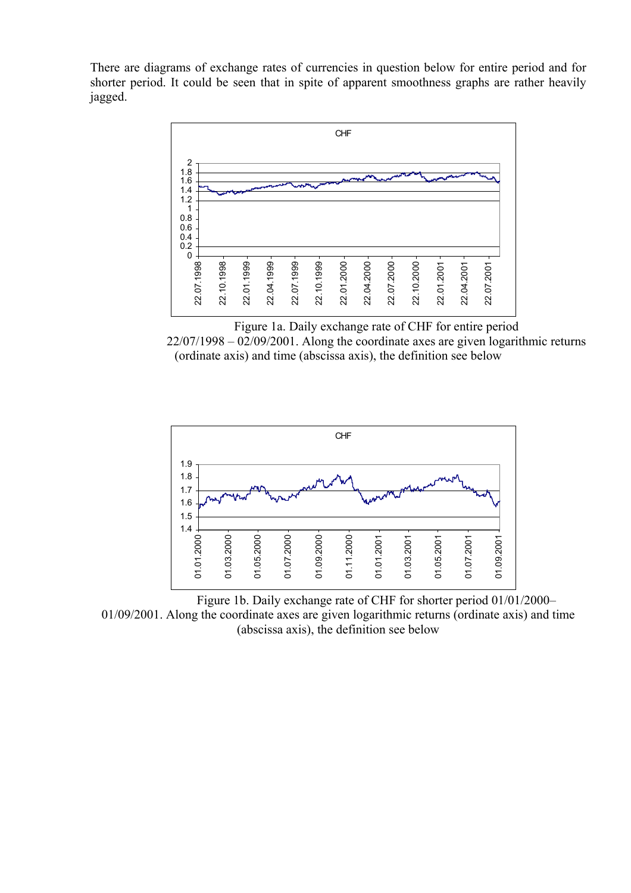There are diagrams of exchange rates of currencies in question below for entire period and for shorter period. It could be seen that in spite of apparent smoothness graphs are rather heavily jagged.

Figure 1a. Daily exchange rate of CHF for entire period 22/07/1998 – 02/09/2001. Along the coordinate axes are given logarithmic returns (ordinate axis) and time (abscissa axis), the definition see below

Figure 1b. Daily exchange rate of CHF for shorter period 01/01/2000– 01/09/2001. Along the coordinate axes are given logarithmic returns (ordinate axis) and time (abscissa axis), the definition see below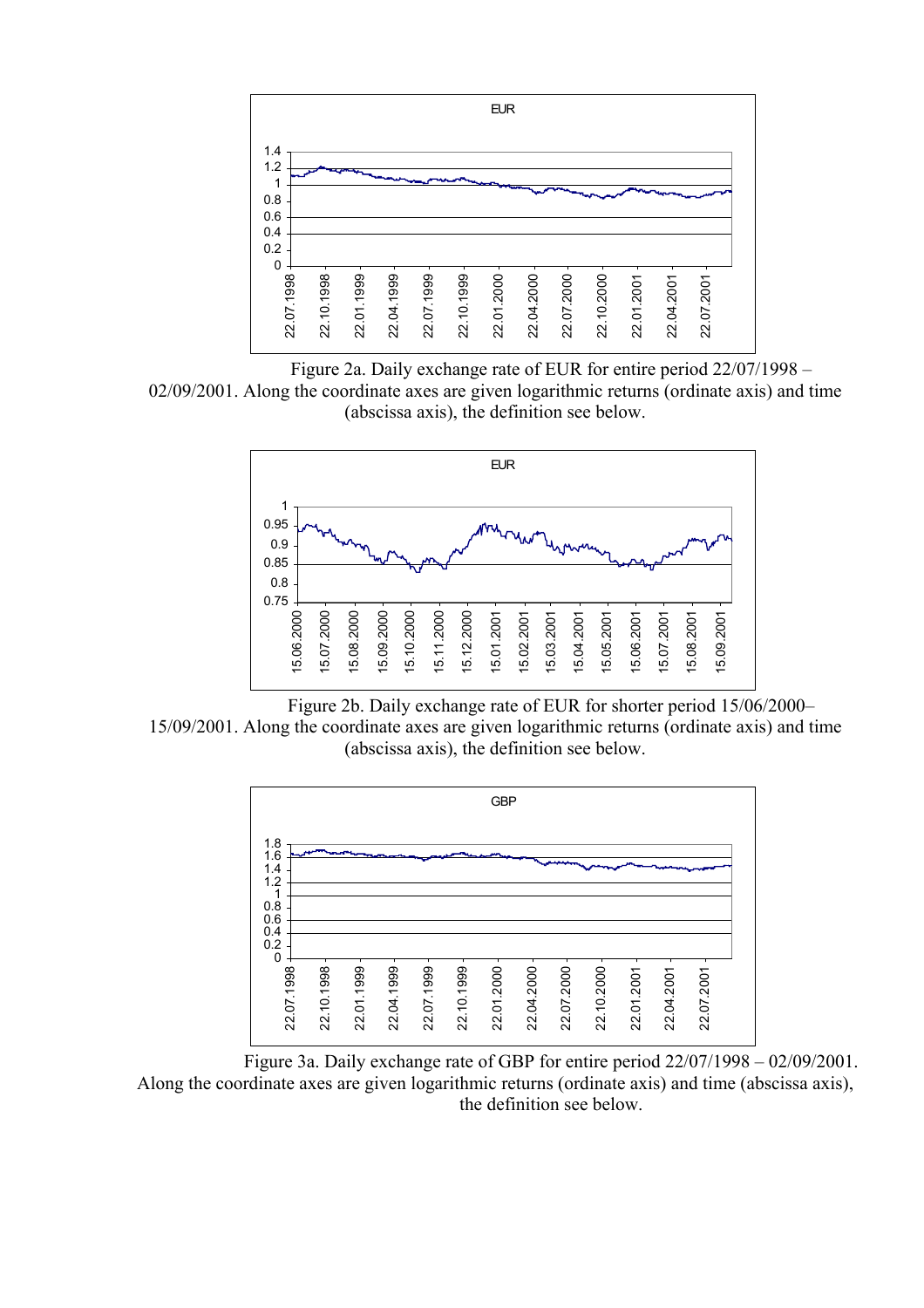Figure 2a. Daily exchange rate of EUR for entire period 22/07/1998 – 02/09/2001. Along the coordinate axes are given logarithmic returns (ordinate axis) and time (abscissa axis), the definition see below.

Figure 2b. Daily exchange rate of EUR for shorter period 15/06/2000– 15/09/2001. Along the coordinate axes are given logarithmic returns (ordinate axis) and time (abscissa axis), the definition see below.

Figure 3a. Daily exchange rate of GBP for entire period 22/07/1998 – 02/09/2001. Along the coordinate axes are given logarithmic returns (ordinate axis) and time (abscissa axis), the definition see below.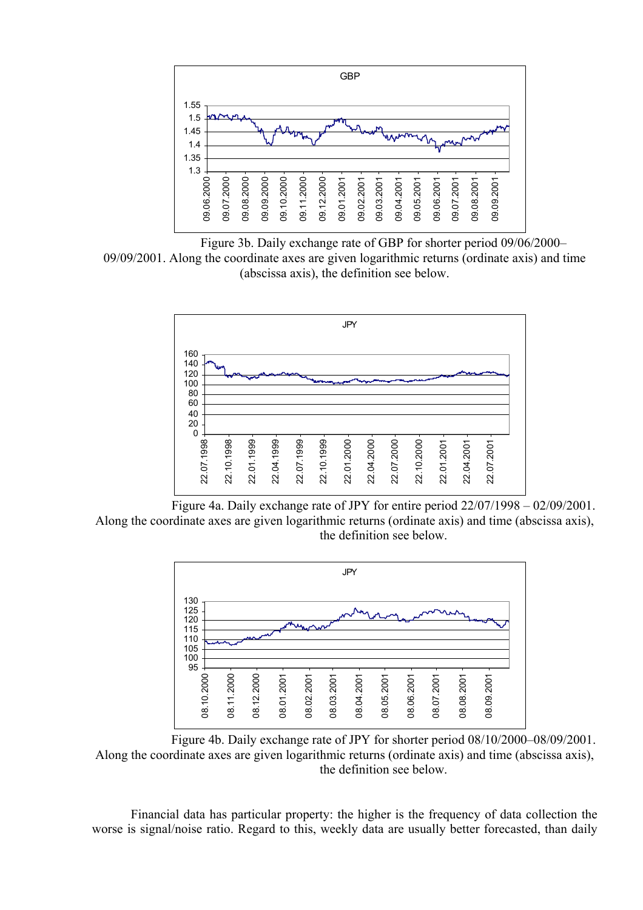Figure 3b. Daily exchange rate of GBP for shorter period 09/06/2000–09/09/2001. Along the coordinate axes are given logarithmic returns (ordinate axis) and time (abscissa axis), the definition see below.

Figure 4a. Daily exchange rate of JPY for entire period 22/07/1998 – 02/09/2001. Along the coordinate axes are given logarithmic returns (ordinate axis) and time (abscissa axis), the definition see below.

Figure 4b. Daily exchange rate of JPY for shorter period 08/10/2000–08/09/2001. Along the coordinate axes are given logarithmic returns (ordinate axis) and time (abscissa axis), the definition see below.

Financial data has particular property: the higher is the frequency of data collection the worse is signal/noise ratio. Regard to this, weekly data are usually better forecasted, than daily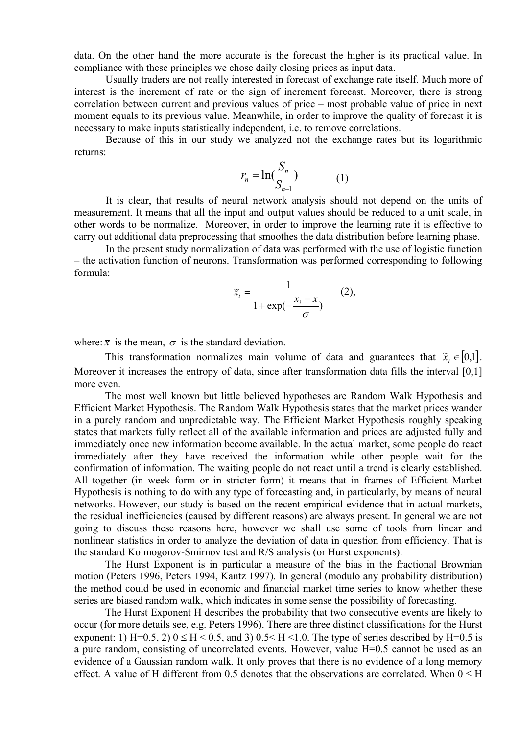data. On the other hand the more accurate is the forecast the higher is its practical value. In compliance with these principles we chose daily closing prices as input data.

Usually traders are not really interested in forecast of exchange rate itself. Much more of interest is the increment of rate or the sign of increment forecast. Moreover, there is strong correlation between current and previous values of price – most probable value of price in next moment equals to its previous value. Meanwhile, in order to improve the quality of forecast it is necessary to make inputs statistically independent, i.e. to remove correlations.

Because of this in our study we analyzed not the exchange rates but its logarithmic returns:

$$r_n = \ln(\frac{S_n}{S_{n-1}}) \qquad (1)$$

It is clear, that results of neural network analysis should not depend on the units of measurement. It means that all the input and output values should be reduced to a unit scale, in other words to be normalize. Moreover, in order to improve the learning rate it is effective to carry out additional data preprocessing that smoothes the data distribution before learning phase.

In the present study normalization of data was performed with the use of logistic function – the activation function of neurons. Transformation was performed corresponding to following formula:

$$\tilde{x}_i = \frac{1}{1 + \exp(-\frac{x_i - \bar{x}}{\sigma})} \qquad (2),$$

where: $\bar{x}$ is the mean, $\sigma$ is the standard deviation.

This transformation normalizes main volume of data and guarantees that $\tilde{x}_i \in [0,1]$. Moreover it increases the entropy of data, since after transformation data fills the interval [0,1] more even.

The most well known but little believed hypotheses are Random Walk Hypothesis and Efficient Market Hypothesis. The Random Walk Hypothesis states that the market prices wander in a purely random and unpredictable way. The Efficient Market Hypothesis roughly speaking states that markets fully reflect all of the available information and prices are adjusted fully and immediately once new information become available. In the actual market, some people do react immediately after they have received the information while other people wait for the confirmation of information. The waiting people do not react until a trend is clearly established. All together (in week form or in stricter form) it means that in frames of Efficient Market Hypothesis is nothing to do with any type of forecasting and, in particularly, by means of neural networks. However, our study is based on the recent empirical evidence that in actual markets, the residual inefficiencies (caused by different reasons) are always present. In general we are not going to discuss these reasons here, however we shall use some of tools from linear and nonlinear statistics in order to analyze the deviation of data in question from efficiency. That is the standard Kolmogorov-Smirnov test and R/S analysis (or Hurst exponents).

The Hurst Exponent is in particular a measure of the bias in the fractional Brownian motion (Peters 1996, Peters 1994, Kantz 1997). In general (modulo any probability distribution) the method could be used in economic and financial market time series to know whether these series are biased random walk, which indicates in some sense the possibility of forecasting.

The Hurst Exponent H describes the probability that two consecutive events are likely to occur (for more details see, e.g. Peters 1996). There are three distinct classifications for the Hurst exponent: 1) H=0.5, 2) $0 \le H < 0.5$, and 3) $0.5 < H < 1.0$. The type of series described by H=0.5 is a pure random, consisting of uncorrelated events. However, value H=0.5 cannot be used as an evidence of a Gaussian random walk. It only proves that there is no evidence of a long memory effect. A value of H different from 0.5 denotes that the observations are correlated. When $0 \le$ H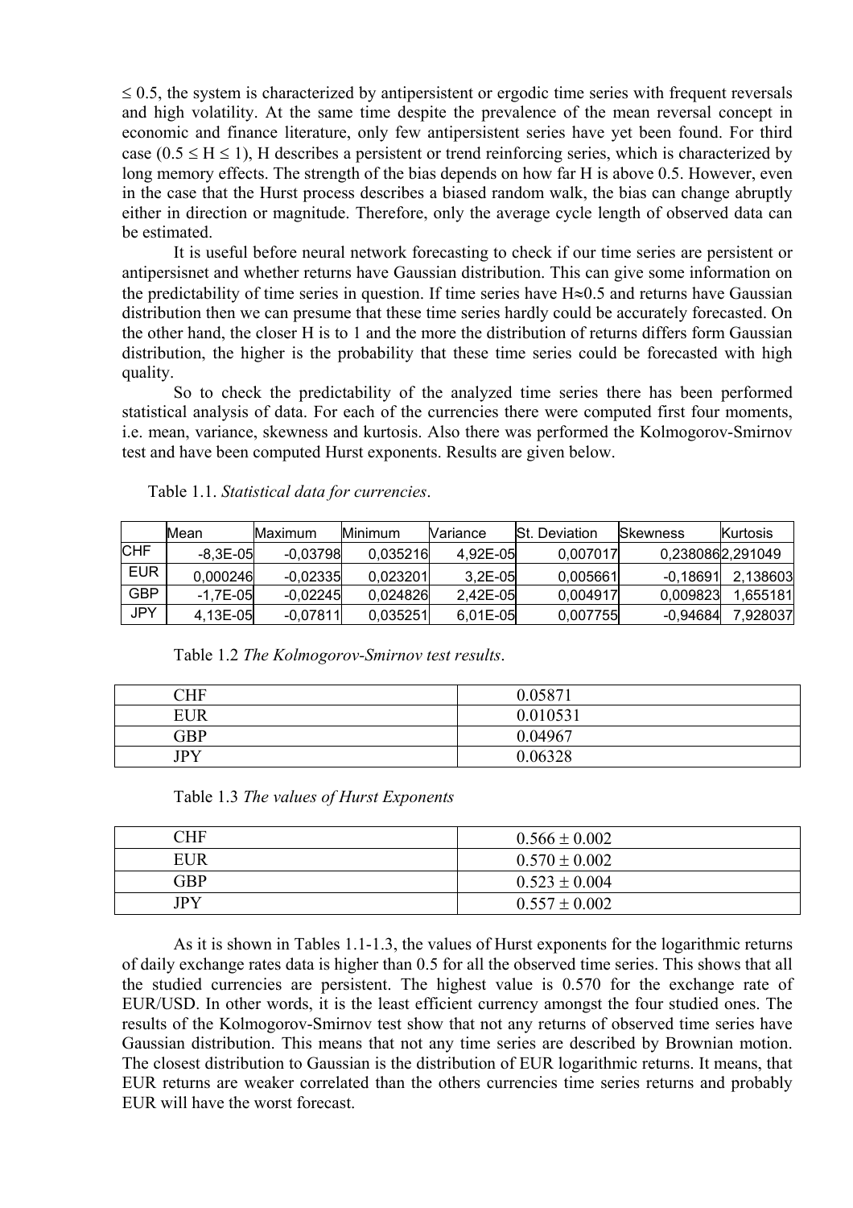$\leq 0.5$, the system is characterized by antipersistent or ergodic time series with frequent reversals and high volatility. At the same time despite the prevalence of the mean reversal concept in economic and finance literature, only few antipersistent series have yet been found. For third case ($0.5 \leq H \leq 1$), H describes a persistent or trend reinforcing series, which is characterized by long memory effects. The strength of the bias depends on how far H is above 0.5. However, even in the case that the Hurst process describes a biased random walk, the bias can change abruptly either in direction or magnitude. Therefore, only the average cycle length of observed data can be estimated.

It is useful before neural network forecasting to check if our time series are persistent or antipersisnet and whether returns have Gaussian distribution. This can give some information on the predictability of time series in question. If time series have $H \approx 0.5$ and returns have Gaussian distribution then we can presume that these time series hardly could be accurately forecasted. On the other hand, the closer H is to 1 and the more the distribution of returns differs form Gaussian distribution, the higher is the probability that these time series could be forecasted with high quality.

So to check the predictability of the analyzed time series there has been performed statistical analysis of data. For each of the currencies there were computed first four moments, i.e. mean, variance, skewness and kurtosis. Also there was performed the Kolmogorov-Smirnov test and have been computed Hurst exponents. Results are given below.

Table 1.1. *Statistical data for currencies*.

| | Mean | Maximum | Minimum | Variance | St. Deviation | Skewness | Kurtosis |
|---|---|---|---|---|---|---|---|
| CHF | -8,3E-05 | -0,03798 | 0,035216 | 4,92E-05 | 0,007017 | 0,238086 | 2,291049 |
| EUR | 0,000246 | -0,02335 | 0,023201 | 3,2E-05 | 0,005661 | -0,18691 | 2,138603 |
| GBP | -1,7E-05 | -0,02245 | 0,024826 | 2,42E-05 | 0,004917 | 0,009823 | 1,655181 |
| JPY | 4,13E-05 | -0,07811 | 0,035251 | 6,01E-05 | 0,007755 | -0,94684 | 7,928037 |

Table 1.2 *The Kolmogorov-Smirnov test results*.

| | |
|---|---|
| CHF | 0.05871 |
| EUR | 0.010531 |
| GBP | 0.04967 |
| JPY | 0.06328 |

Table 1.3 *The values of Hurst Exponents*

| | |
|---|---|
| CHF | $0.566 \pm 0.002$ |
| EUR | $0.570 \pm 0.002$ |
| GBP | $0.523 \pm 0.004$ |
| JPY | $0.557 \pm 0.002$ |

As it is shown in Tables 1.1-1.3, the values of Hurst exponents for the logarithmic returns of daily exchange rates data is higher than 0.5 for all the observed time series. This shows that all the studied currencies are persistent. The highest value is 0.570 for the exchange rate of EUR/USD. In other words, it is the least efficient currency amongst the four studied ones. The results of the Kolmogorov-Smirnov test show that not any returns of observed time series have Gaussian distribution. This means that not any time series are described by Brownian motion. The closest distribution to Gaussian is the distribution of EUR logarithmic returns. It means, that EUR returns are weaker correlated than the others currencies time series returns and probably EUR will have the worst forecast.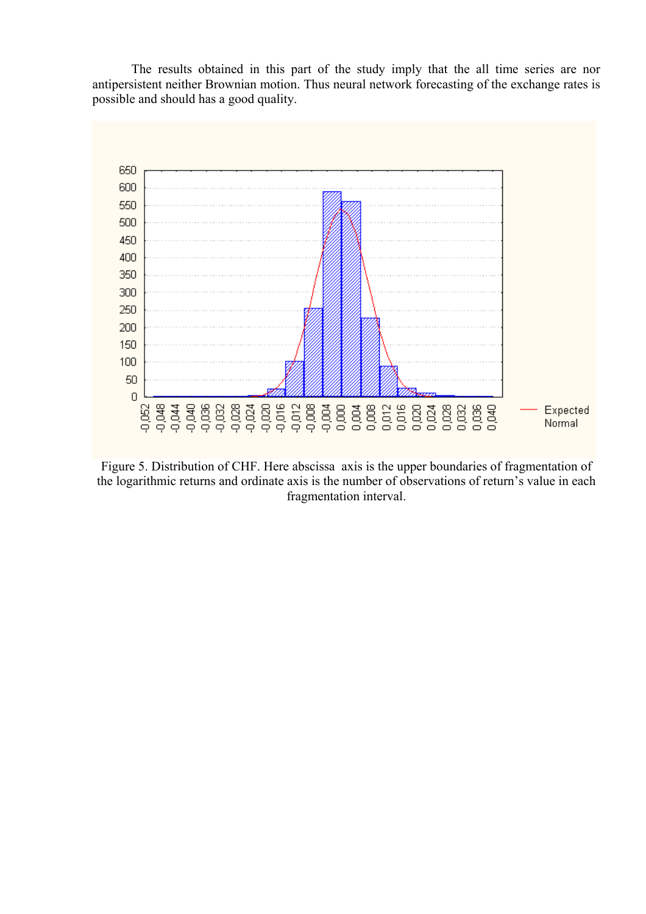The results obtained in this part of the study imply that the all time series are nor antipersistent neither Brownian motion. Thus neural network forecasting of the exchange rates is possible and should has a good quality.

Figure 5. Distribution of CHF. Here abscissa axis is the upper boundaries of fragmentation of the logarithmic returns and ordinate axis is the number of observations of return's value in each fragmentation interval.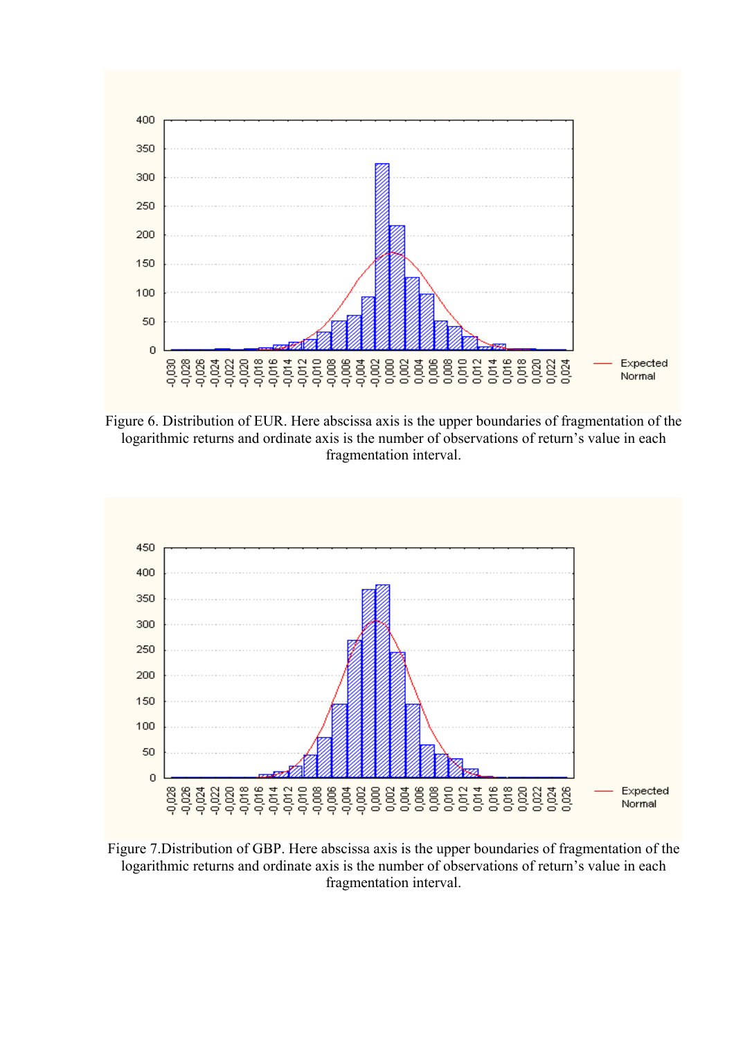Figure 6. Distribution of EUR. Here abscissa axis is the upper boundaries of fragmentation of the logarithmic returns and ordinate axis is the number of observations of return's value in each fragmentation interval.

Figure 7.Distribution of GBP. Here abscissa axis is the upper boundaries of fragmentation of the logarithmic returns and ordinate axis is the number of observations of return's value in each fragmentation interval.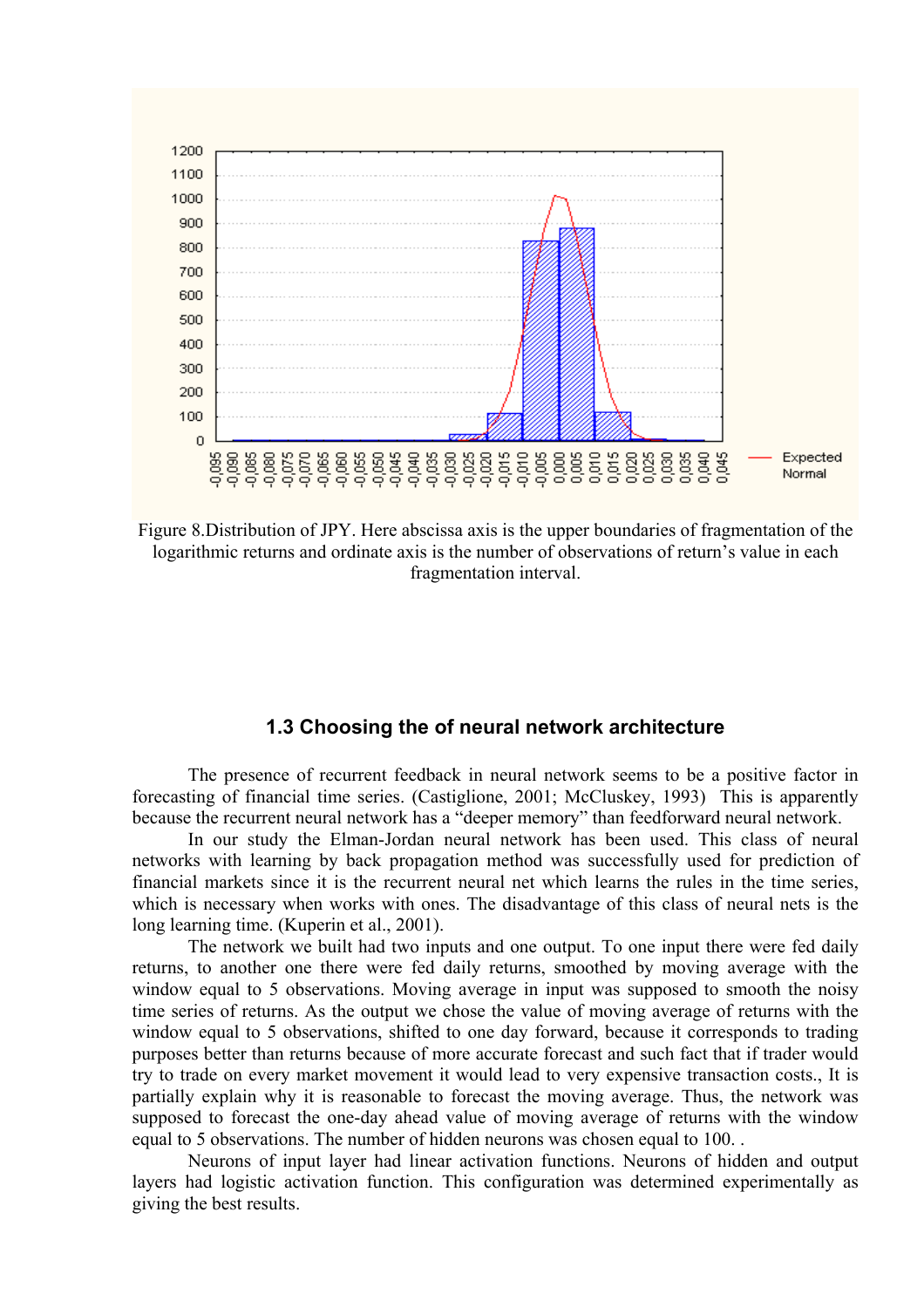Figure 8.Distribution of JPY. Here abscissa axis is the upper boundaries of fragmentation of the logarithmic returns and ordinate axis is the number of observations of return's value in each fragmentation interval.

### 1.3 Choosing the of neural network architecture

The presence of recurrent feedback in neural network seems to be a positive factor in forecasting of financial time series. (Castiglione, 2001; McCluskey, 1993) This is apparently because the recurrent neural network has a "deeper memory" than feedforward neural network.

In our study the Elman-Jordan neural network has been used. This class of neural networks with learning by back propagation method was successfully used for prediction of financial markets since it is the recurrent neural net which learns the rules in the time series, which is necessary when works with ones. The disadvantage of this class of neural nets is the long learning time. (Kuperin et al., 2001).

The network we built had two inputs and one output. To one input there were fed daily returns, to another one there were fed daily returns, smoothed by moving average with the window equal to 5 observations. Moving average in input was supposed to smooth the noisy time series of returns. As the output we chose the value of moving average of returns with the window equal to 5 observations, shifted to one day forward, because it corresponds to trading purposes better than returns because of more accurate forecast and such fact that if trader would try to trade on every market movement it would lead to very expensive transaction costs., It is partially explain why it is reasonable to forecast the moving average. Thus, the network was supposed to forecast the one-day ahead value of moving average of returns with the window equal to 5 observations. The number of hidden neurons was chosen equal to 100. .

Neurons of input layer had linear activation functions. Neurons of hidden and output layers had logistic activation function. This configuration was determined experimentally as giving the best results.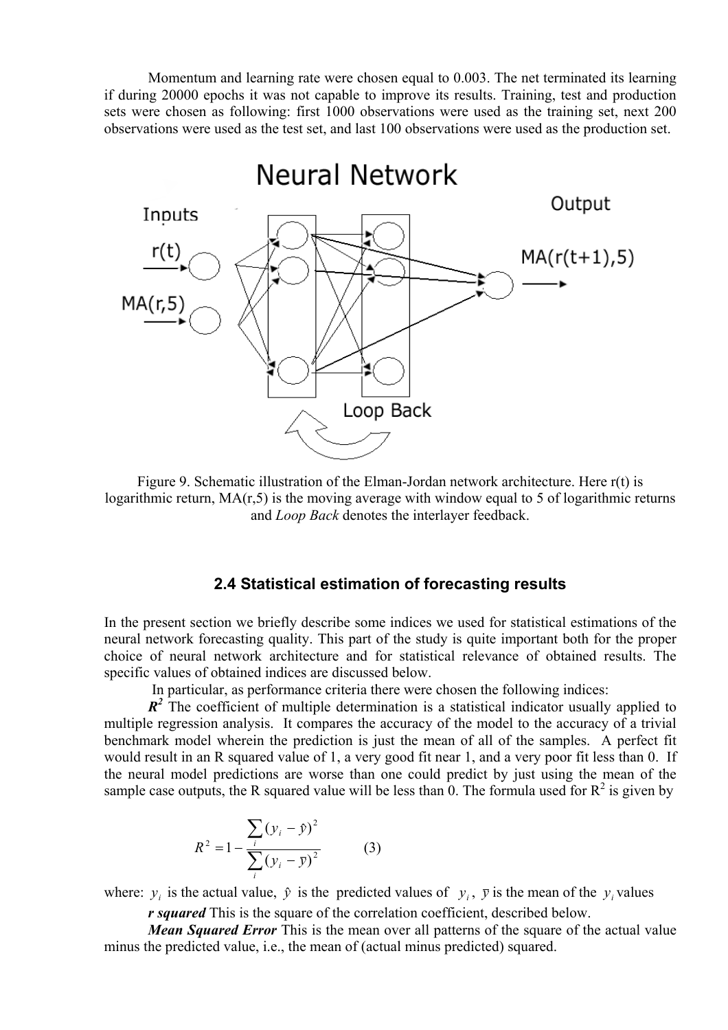Momentum and learning rate were chosen equal to 0.003. The net terminated its learning if during 20000 epochs it was not capable to improve its results. Training, test and production sets were chosen as following: first 1000 observations were used as the training set, next 200 observations were used as the test set, and last 100 observations were used as the production set.

Figure 9. Schematic illustration of the Elman-Jordan network architecture. Here r(t) is logarithmic return, MA(r,5) is the moving average with window equal to 5 of logarithmic returns and *Loop Back* denotes the interlayer feedback.

## 2.4 Statistical estimation of forecasting results

In the present section we briefly describe some indices we used for statistical estimations of the neural network forecasting quality. This part of the study is quite important both for the proper choice of neural network architecture and for statistical relevance of obtained results. The specific values of obtained indices are discussed below.

In particular, as performance criteria there were chosen the following indices:

***$R^2$*** The coefficient of multiple determination is a statistical indicator usually applied to multiple regression analysis. It compares the accuracy of the model to the accuracy of a trivial benchmark model wherein the prediction is just the mean of all of the samples. A perfect fit would result in an R squared value of 1, a very good fit near 1, and a very poor fit less than 0. If the neural model predictions are worse than one could predict by just using the mean of the sample case outputs, the R squared value will be less than 0. The formula used for $R^2$ is given by

$$R^2 = 1 - \frac{\sum_i (y_i - \hat{y})^2}{\sum_i (y_i - \bar{y})^2} \qquad (3)$$

where: $y_i$ is the actual value, $\hat{y}$ is the predicted values of $y_i$, $\bar{y}$ is the mean of the $y_i$ values

***r squared*** This is the square of the correlation coefficient, described below.

***Mean Squared Error*** This is the mean over all patterns of the square of the actual value minus the predicted value, i.e., the mean of (actual minus predicted) squared.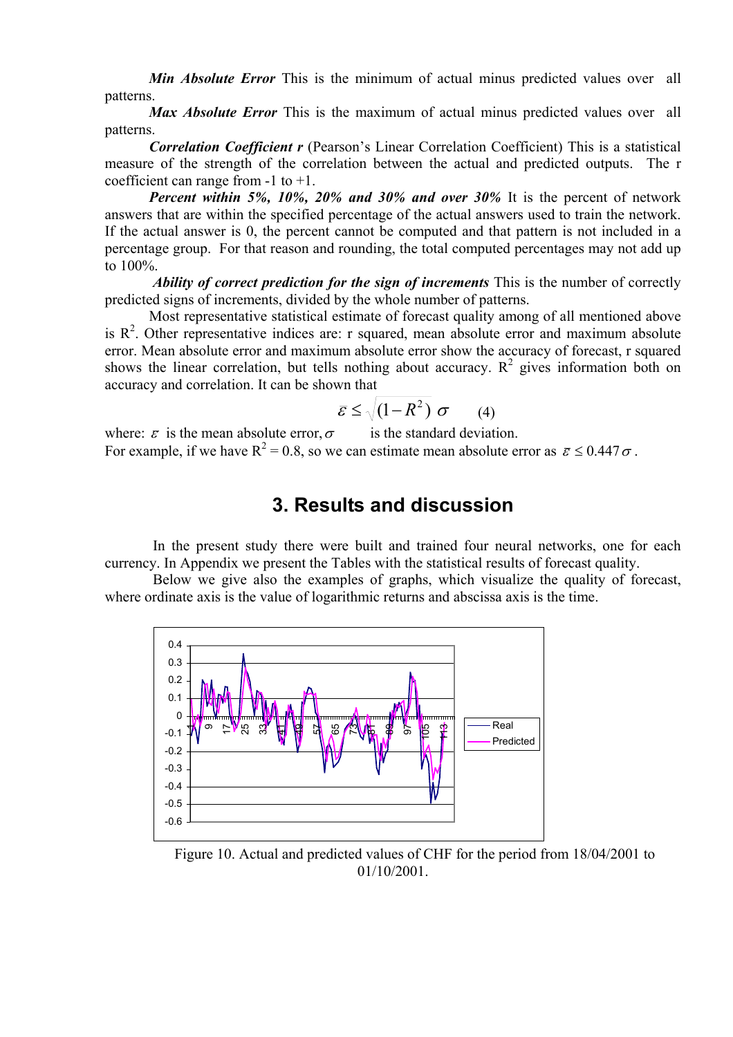***Min Absolute Error*** This is the minimum of actual minus predicted values over all patterns.

***Max Absolute Error*** This is the maximum of actual minus predicted values over all patterns.

***Correlation Coefficient r*** (Pearson's Linear Correlation Coefficient) This is a statistical measure of the strength of the correlation between the actual and predicted outputs. The r coefficient can range from -1 to +1.

***Percent within 5%, 10%, 20% and 30% and over 30%*** It is the percent of network answers that are within the specified percentage of the actual answers used to train the network. If the actual answer is 0, the percent cannot be computed and that pattern is not included in a percentage group. For that reason and rounding, the total computed percentages may not add up to 100%.

***Ability of correct prediction for the sign of increments*** This is the number of correctly predicted signs of increments, divided by the whole number of patterns.

Most representative statistical estimate of forecast quality among of all mentioned above is $R^2$. Other representative indices are: r squared, mean absolute error and maximum absolute error. Mean absolute error and maximum absolute error show the accuracy of forecast, r squared shows the linear correlation, but tells nothing about accuracy. $R^2$ gives information both on accuracy and correlation. It can be shown that

$$\bar{\varepsilon} \leq \sqrt{(1-R^2)}\ \sigma \qquad (4)$$

where: $\bar{\varepsilon}$ is the mean absolute error, $\sigma$ is the standard deviation.

For example, if we have $R^2 = 0.8$, so we can estimate mean absolute error as $\bar{\varepsilon} \leq 0.447\sigma$.

## 3. Results and discussion

In the present study there were built and trained four neural networks, one for each currency. In Appendix we present the Tables with the statistical results of forecast quality.

Below we give also the examples of graphs, which visualize the quality of forecast, where ordinate axis is the value of logarithmic returns and abscissa axis is the time.

Figure 10. Actual and predicted values of CHF for the period from 18/04/2001 to 01/10/2001.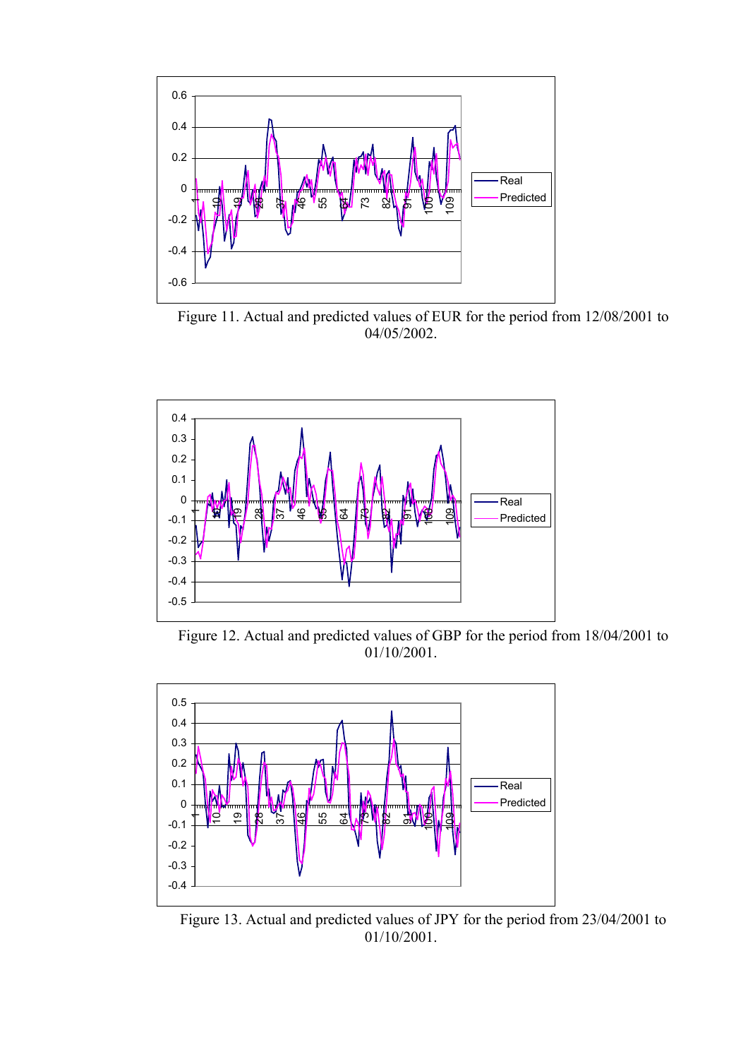Figure 11. Actual and predicted values of EUR for the period from 12/08/2001 to 04/05/2002.

Figure 12. Actual and predicted values of GBP for the period from 18/04/2001 to 01/10/2001.

Figure 13. Actual and predicted values of JPY for the period from 23/04/2001 to 01/10/2001.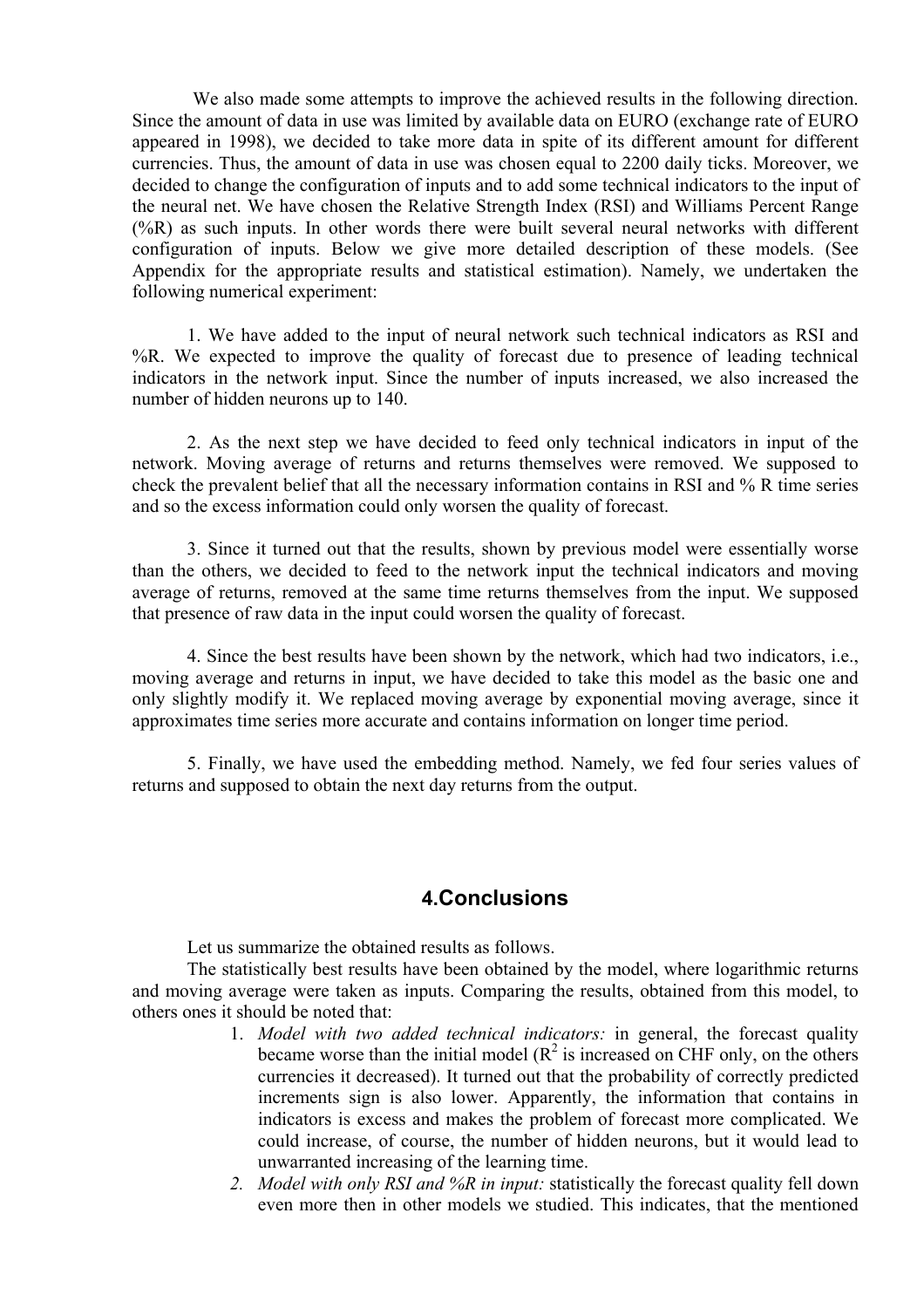We also made some attempts to improve the achieved results in the following direction. Since the amount of data in use was limited by available data on EURO (exchange rate of EURO appeared in 1998), we decided to take more data in spite of its different amount for different currencies. Thus, the amount of data in use was chosen equal to 2200 daily ticks. Moreover, we decided to change the configuration of inputs and to add some technical indicators to the input of the neural net. We have chosen the Relative Strength Index (RSI) and Williams Percent Range (%R) as such inputs. In other words there were built several neural networks with different configuration of inputs. Below we give more detailed description of these models. (See Appendix for the appropriate results and statistical estimation). Namely, we undertaken the following numerical experiment:

1. We have added to the input of neural network such technical indicators as RSI and %R. We expected to improve the quality of forecast due to presence of leading technical indicators in the network input. Since the number of inputs increased, we also increased the number of hidden neurons up to 140.

2. As the next step we have decided to feed only technical indicators in input of the network. Moving average of returns and returns themselves were removed. We supposed to check the prevalent belief that all the necessary information contains in RSI and % R time series and so the excess information could only worsen the quality of forecast.

3. Since it turned out that the results, shown by previous model were essentially worse than the others, we decided to feed to the network input the technical indicators and moving average of returns, removed at the same time returns themselves from the input. We supposed that presence of raw data in the input could worsen the quality of forecast.

4. Since the best results have been shown by the network, which had two indicators, i.e., moving average and returns in input, we have decided to take this model as the basic one and only slightly modify it. We replaced moving average by exponential moving average, since it approximates time series more accurate and contains information on longer time period.

5. Finally, we have used the embedding method. Namely, we fed four series values of returns and supposed to obtain the next day returns from the output.

## 4.Conclusions

Let us summarize the obtained results as follows.

The statistically best results have been obtained by the model, where logarithmic returns and moving average were taken as inputs. Comparing the results, obtained from this model, to others ones it should be noted that:

1. *Model with two added technical indicators:* in general, the forecast quality became worse than the initial model ($R^2$ is increased on CHF only, on the others currencies it decreased). It turned out that the probability of correctly predicted increments sign is also lower. Apparently, the information that contains in indicators is excess and makes the problem of forecast more complicated. We could increase, of course, the number of hidden neurons, but it would lead to unwarranted increasing of the learning time.
2. *Model with only RSI and %R in input:* statistically the forecast quality fell down even more then in other models we studied. This indicates, that the mentioned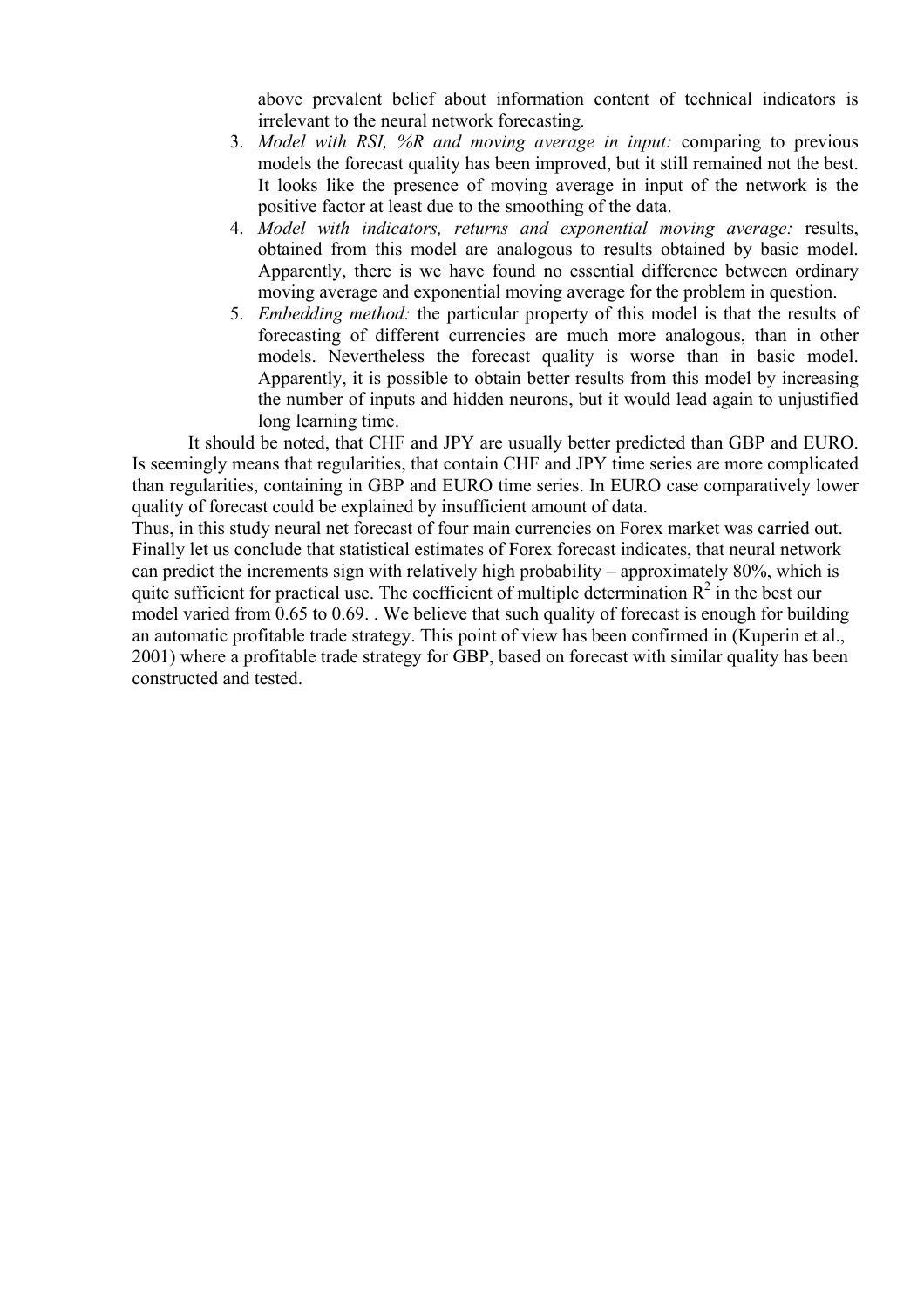above prevalent belief about information content of technical indicators is irrelevant to the neural network forecasting.

3. *Model with RSI, %R and moving average in input:* comparing to previous models the forecast quality has been improved, but it still remained not the best. It looks like the presence of moving average in input of the network is the positive factor at least due to the smoothing of the data.
4. *Model with indicators, returns and exponential moving average:* results, obtained from this model are analogous to results obtained by basic model. Apparently, there is we have found no essential difference between ordinary moving average and exponential moving average for the problem in question.
5. *Embedding method:* the particular property of this model is that the results of forecasting of different currencies are much more analogous, than in other models. Nevertheless the forecast quality is worse than in basic model. Apparently, it is possible to obtain better results from this model by increasing the number of inputs and hidden neurons, but it would lead again to unjustified long learning time.

It should be noted, that CHF and JPY are usually better predicted than GBP and EURO. Is seemingly means that regularities, that contain CHF and JPY time series are more complicated than regularities, containing in GBP and EURO time series. In EURO case comparatively lower quality of forecast could be explained by insufficient amount of data.

Thus, in this study neural net forecast of four main currencies on Forex market was carried out. Finally let us conclude that statistical estimates of Forex forecast indicates, that neural network can predict the increments sign with relatively high probability – approximately 80%, which is quite sufficient for practical use. The coefficient of multiple determination $R^2$ in the best our model varied from 0.65 to 0.69. . We believe that such quality of forecast is enough for building an automatic profitable trade strategy. This point of view has been confirmed in (Kuperin et al., 2001) where a profitable trade strategy for GBP, based on forecast with similar quality has been constructed and tested.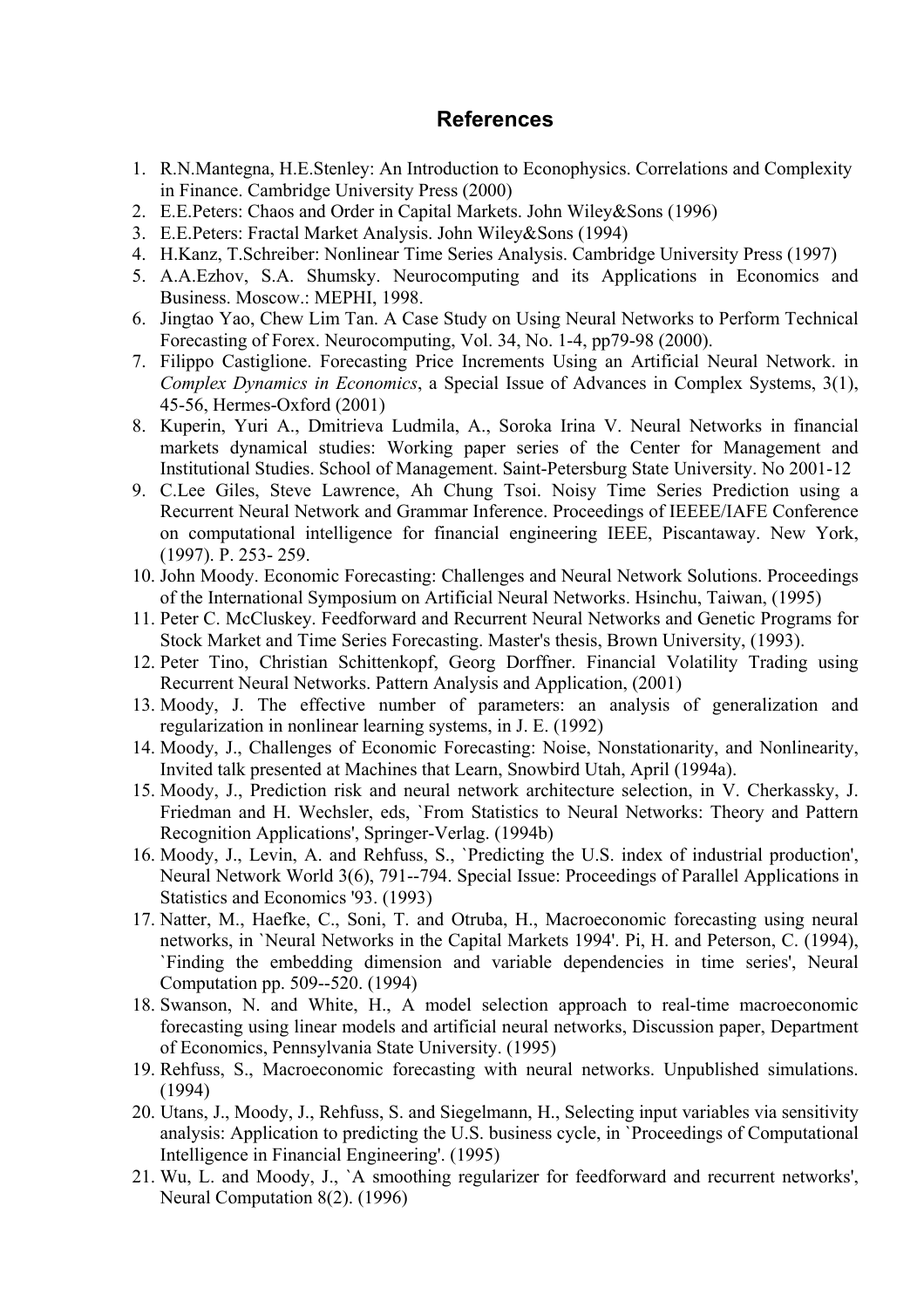## References

1. R.N.Mantegna, H.E.Stenley: An Introduction to Econophysics. Correlations and Complexity in Finance. Cambridge University Press (2000)
2. E.E.Peters: Chaos and Order in Capital Markets. John Wiley&Sons (1996)
3. E.E.Peters: Fractal Market Analysis. John Wiley&Sons (1994)
4. H.Kanz, T.Schreiber: Nonlinear Time Series Analysis. Cambridge University Press (1997)
5. A.A.Ezhov, S.A. Shumsky. Neurocomputing and its Applications in Economics and Business. Moscow.: MEPHI, 1998.
6. Jingtao Yao, Chew Lim Tan. A Case Study on Using Neural Networks to Perform Technical Forecasting of Forex. Neurocomputing, Vol. 34, No. 1-4, pp79-98 (2000).
7. Filippo Castiglione. Forecasting Price Increments Using an Artificial Neural Network. in *Complex Dynamics in Economics*, a Special Issue of Advances in Complex Systems, 3(1), 45-56, Hermes-Oxford (2001)
8. Kuperin, Yuri A., Dmitrieva Ludmila, A., Soroka Irina V. Neural Networks in financial markets dynamical studies: Working paper series of the Center for Management and Institutional Studies. School of Management. Saint-Petersburg State University. No 2001-12
9. C.Lee Giles, Steve Lawrence, Ah Chung Tsoi. Noisy Time Series Prediction using a Recurrent Neural Network and Grammar Inference. Proceedings of IEEEE/IAFE Conference on computational intelligence for financial engineering IEEE, Piscantaway. New York, (1997). P. 253- 259.
10. John Moody. Economic Forecasting: Challenges and Neural Network Solutions. Proceedings of the International Symposium on Artificial Neural Networks. Hsinchu, Taiwan, (1995)
11. Peter C. McCluskey. Feedforward and Recurrent Neural Networks and Genetic Programs for Stock Market and Time Series Forecasting. Master's thesis, Brown University, (1993).
12. Peter Tino, Christian Schittenkopf, Georg Dorffner. Financial Volatility Trading using Recurrent Neural Networks. Pattern Analysis and Application, (2001)
13. Moody, J. The effective number of parameters: an analysis of generalization and regularization in nonlinear learning systems, in J. E. (1992)
14. Moody, J., Challenges of Economic Forecasting: Noise, Nonstationarity, and Nonlinearity, Invited talk presented at Machines that Learn, Snowbird Utah, April (1994a).
15. Moody, J., Prediction risk and neural network architecture selection, in V. Cherkassky, J. Friedman and H. Wechsler, eds, `From Statistics to Neural Networks: Theory and Pattern Recognition Applications', Springer-Verlag. (1994b)
16. Moody, J., Levin, A. and Rehfuss, S., `Predicting the U.S. index of industrial production', Neural Network World 3(6), 791--794. Special Issue: Proceedings of Parallel Applications in Statistics and Economics '93. (1993)
17. Natter, M., Haefke, C., Soni, T. and Otruba, H., Macroeconomic forecasting using neural networks, in `Neural Networks in the Capital Markets 1994'. Pi, H. and Peterson, C. (1994), `Finding the embedding dimension and variable dependencies in time series', Neural Computation pp. 509--520. (1994)
18. Swanson, N. and White, H., A model selection approach to real-time macroeconomic forecasting using linear models and artificial neural networks, Discussion paper, Department of Economics, Pennsylvania State University. (1995)
19. Rehfuss, S., Macroeconomic forecasting with neural networks. Unpublished simulations. (1994)
20. Utans, J., Moody, J., Rehfuss, S. and Siegelmann, H., Selecting input variables via sensitivity analysis: Application to predicting the U.S. business cycle, in `Proceedings of Computational Intelligence in Financial Engineering'. (1995)
21. Wu, L. and Moody, J., `A smoothing regularizer for feedforward and recurrent networks', Neural Computation 8(2). (1996)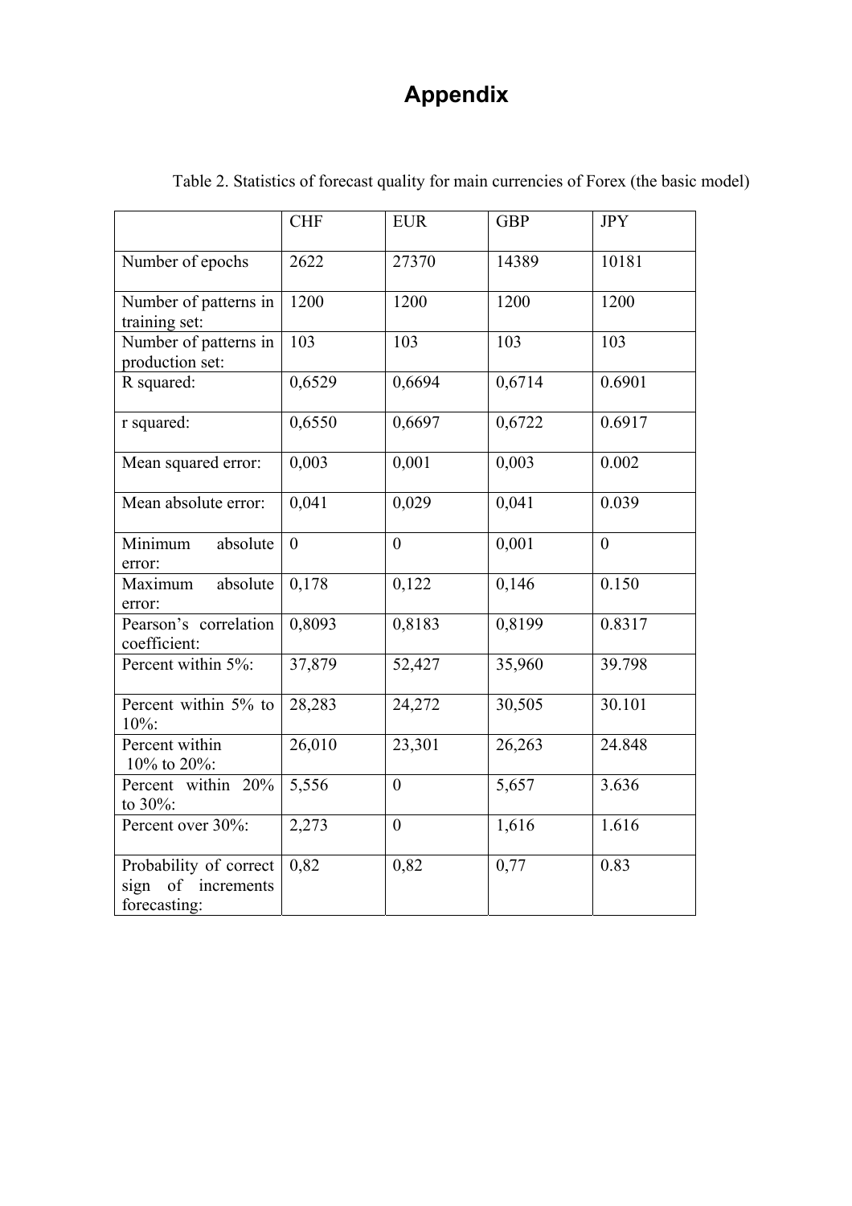# Appendix

Table 2. Statistics of forecast quality for main currencies of Forex (the basic model)

| | CHF | EUR | GBP | JPY |
|---|---|---|---|---|
| Number of epochs | 2622 | 27370 | 14389 | 10181 |
| Number of patterns in training set: | 1200 | 1200 | 1200 | 1200 |
| Number of patterns in production set: | 103 | 103 | 103 | 103 |
| R squared: | 0,6529 | 0,6694 | 0,6714 | 0.6901 |
| r squared: | 0,6550 | 0,6697 | 0,6722 | 0.6917 |
| Mean squared error: | 0,003 | 0,001 | 0,003 | 0.002 |
| Mean absolute error: | 0,041 | 0,029 | 0,041 | 0.039 |
| Minimum absolute error: | 0 | 0 | 0,001 | 0 |
| Maximum absolute error: | 0,178 | 0,122 | 0,146 | 0.150 |
| Pearson's correlation coefficient: | 0,8093 | 0,8183 | 0,8199 | 0.8317 |
| Percent within 5%: | 37,879 | 52,427 | 35,960 | 39.798 |
| Percent within 5% to 10%: | 28,283 | 24,272 | 30,505 | 30.101 |
| Percent within 10% to 20%: | 26,010 | 23,301 | 26,263 | 24.848 |
| Percent within 20% to 30%: | 5,556 | 0 | 5,657 | 3.636 |
| Percent over 30%: | 2,273 | 0 | 1,616 | 1.616 |
| Probability of correct sign of increments forecasting: | 0,82 | 0,82 | 0,77 | 0.83 |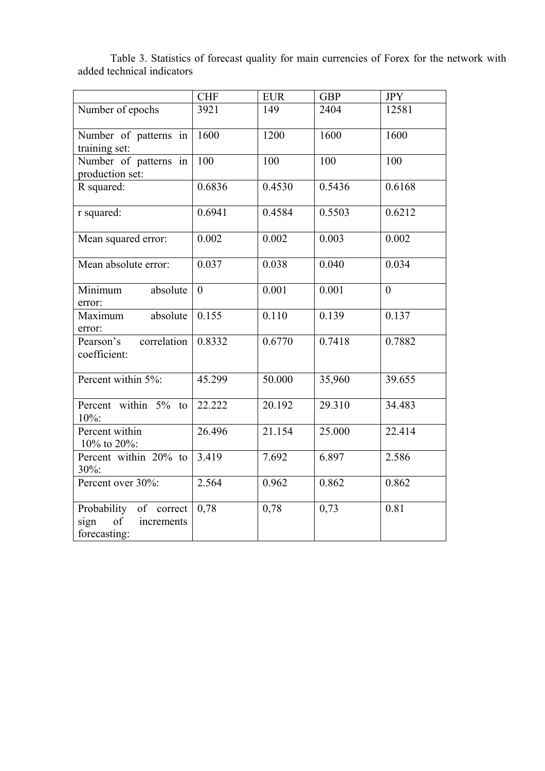Table 3. Statistics of forecast quality for main currencies of Forex for the network with added technical indicators

| | CHF | EUR | GBP | JPY |
|---|---|---|---|---|
| Number of epochs | 3921 | 149 | 2404 | 12581 |
| Number of patterns in training set: | 1600 | 1200 | 1600 | 1600 |
| Number of patterns in production set: | 100 | 100 | 100 | 100 |
| R squared: | 0.6836 | 0.4530 | 0.5436 | 0.6168 |
| r squared: | 0.6941 | 0.4584 | 0.5503 | 0.6212 |
| Mean squared error: | 0.002 | 0.002 | 0.003 | 0.002 |
| Mean absolute error: | 0.037 | 0.038 | 0.040 | 0.034 |
| Minimum absolute error: | 0 | 0.001 | 0.001 | 0 |
| Maximum absolute error: | 0.155 | 0.110 | 0.139 | 0.137 |
| Pearson's correlation coefficient: | 0.8332 | 0.6770 | 0.7418 | 0.7882 |
| Percent within 5%: | 45.299 | 50.000 | 35,960 | 39.655 |
| Percent within 5% to 10%: | 22.222 | 20.192 | 29.310 | 34.483 |
| Percent within 10% to 20%: | 26.496 | 21.154 | 25.000 | 22.414 |
| Percent within 20% to 30%: | 3.419 | 7.692 | 6.897 | 2.586 |
| Percent over 30%: | 2.564 | 0.962 | 0.862 | 0.862 |
| Probability of correct sign of increments forecasting: | 0,78 | 0,78 | 0,73 | 0.81 |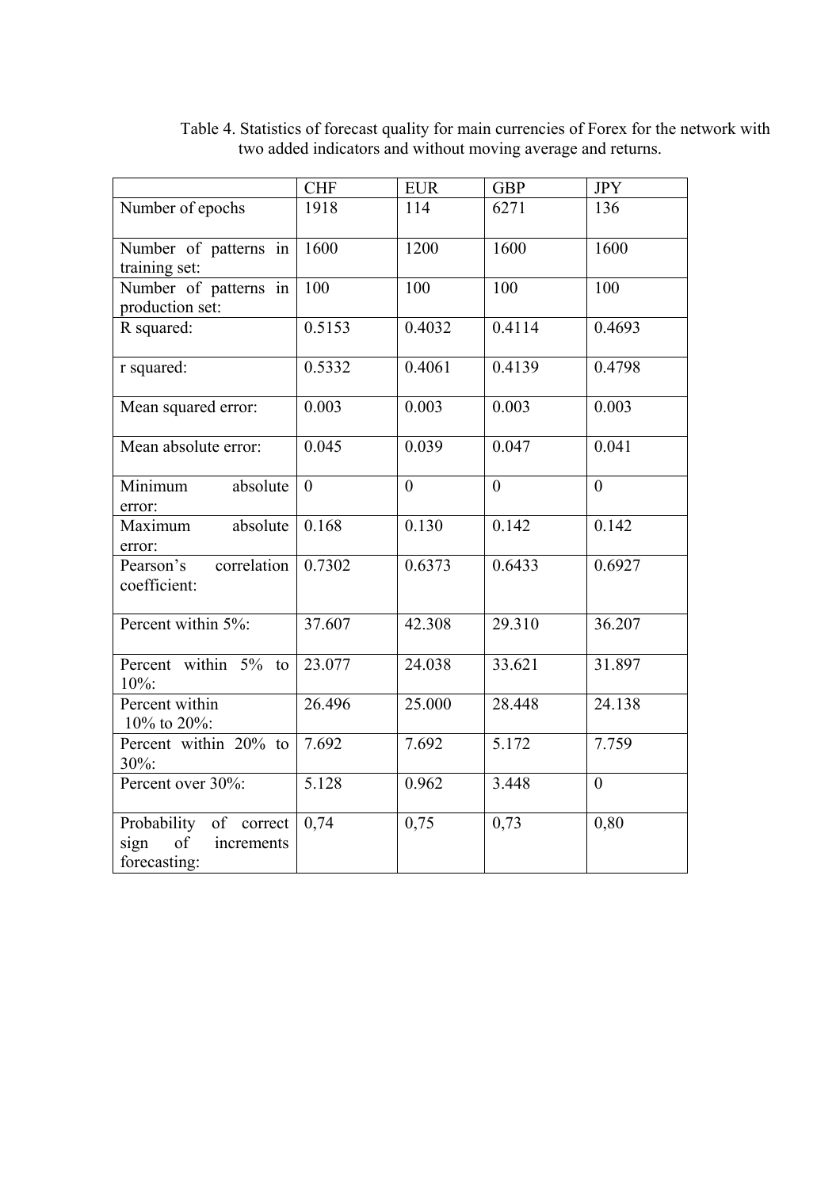Table 4. Statistics of forecast quality for main currencies of Forex for the network with two added indicators and without moving average and returns.

| | CHF | EUR | GBP | JPY |
|---|---|---|---|---|
| Number of epochs | 1918 | 114 | 6271 | 136 |
| Number of patterns in training set: | 1600 | 1200 | 1600 | 1600 |
| Number of patterns in production set: | 100 | 100 | 100 | 100 |
| R squared: | 0.5153 | 0.4032 | 0.4114 | 0.4693 |
| r squared: | 0.5332 | 0.4061 | 0.4139 | 0.4798 |
| Mean squared error: | 0.003 | 0.003 | 0.003 | 0.003 |
| Mean absolute error: | 0.045 | 0.039 | 0.047 | 0.041 |
| Minimum absolute error: | 0 | 0 | 0 | 0 |
| Maximum absolute error: | 0.168 | 0.130 | 0.142 | 0.142 |
| Pearson's correlation coefficient: | 0.7302 | 0.6373 | 0.6433 | 0.6927 |
| Percent within 5%: | 37.607 | 42.308 | 29.310 | 36.207 |
| Percent within 5% to 10%: | 23.077 | 24.038 | 33.621 | 31.897 |
| Percent within 10% to 20%: | 26.496 | 25.000 | 28.448 | 24.138 |
| Percent within 20% to 30%: | 7.692 | 7.692 | 5.172 | 7.759 |
| Percent over 30%: | 5.128 | 0.962 | 3.448 | 0 |
| Probability of correct sign of increments forecasting: | 0,74 | 0,75 | 0,73 | 0,80 |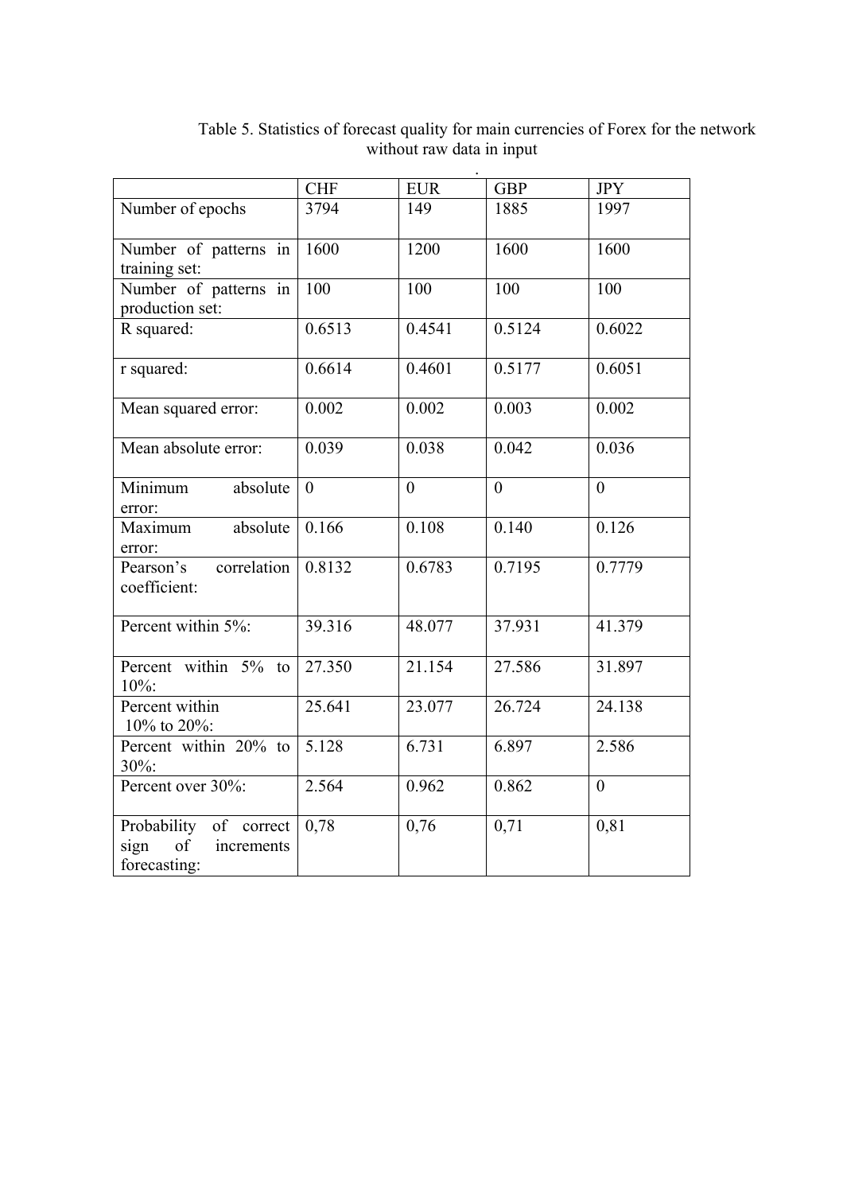Table 5. Statistics of forecast quality for main currencies of Forex for the network without raw data in input

|  | CHF | EUR | GBP | JPY |
|---|---|---|---|---|
| Number of epochs | 3794 | 149 | 1885 | 1997 |
| Number of patterns in training set: | 1600 | 1200 | 1600 | 1600 |
| Number of patterns in production set: | 100 | 100 | 100 | 100 |
| R squared: | 0.6513 | 0.4541 | 0.5124 | 0.6022 |
| r squared: | 0.6614 | 0.4601 | 0.5177 | 0.6051 |
| Mean squared error: | 0.002 | 0.002 | 0.003 | 0.002 |
| Mean absolute error: | 0.039 | 0.038 | 0.042 | 0.036 |
| Minimum absolute error: | 0 | 0 | 0 | 0 |
| Maximum absolute error: | 0.166 | 0.108 | 0.140 | 0.126 |
| Pearson's correlation coefficient: | 0.8132 | 0.6783 | 0.7195 | 0.7779 |
| Percent within 5%: | 39.316 | 48.077 | 37.931 | 41.379 |
| Percent within 5% to 10%: | 27.350 | 21.154 | 27.586 | 31.897 |
| Percent within 10% to 20%: | 25.641 | 23.077 | 26.724 | 24.138 |
| Percent within 20% to 30%: | 5.128 | 6.731 | 6.897 | 2.586 |
| Percent over 30%: | 2.564 | 0.962 | 0.862 | 0 |
| Probability of correct sign of increments forecasting: | 0,78 | 0,76 | 0,71 | 0,81 |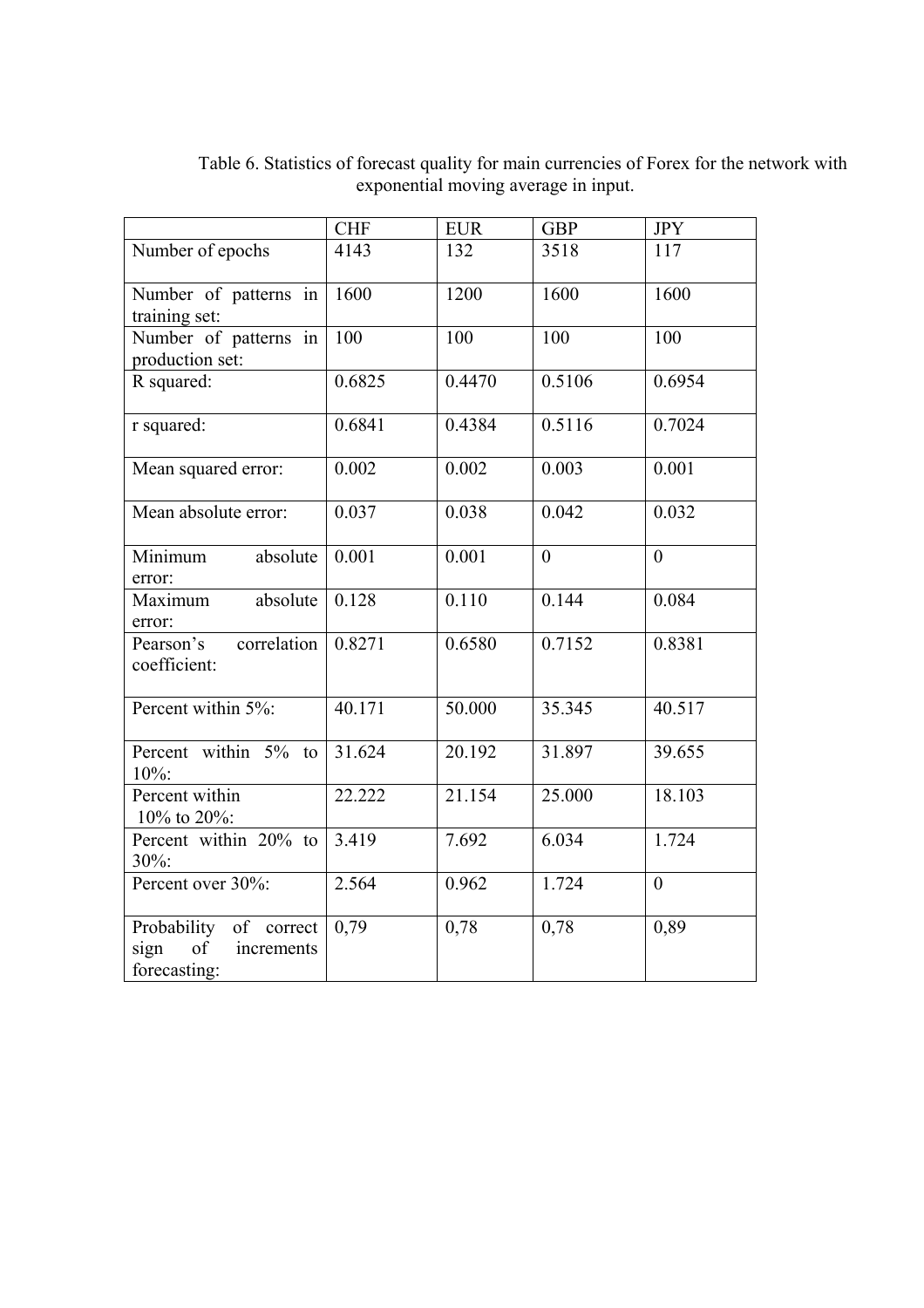Table 6. Statistics of forecast quality for main currencies of Forex for the network with exponential moving average in input.

| | CHF | EUR | GBP | JPY |
|---|---|---|---|---|
| Number of epochs | 4143 | 132 | 3518 | 117 |
| Number of patterns in training set: | 1600 | 1200 | 1600 | 1600 |
| Number of patterns in production set: | 100 | 100 | 100 | 100 |
| R squared: | 0.6825 | 0.4470 | 0.5106 | 0.6954 |
| r squared: | 0.6841 | 0.4384 | 0.5116 | 0.7024 |
| Mean squared error: | 0.002 | 0.002 | 0.003 | 0.001 |
| Mean absolute error: | 0.037 | 0.038 | 0.042 | 0.032 |
| Minimum absolute error: | 0.001 | 0.001 | 0 | 0 |
| Maximum absolute error: | 0.128 | 0.110 | 0.144 | 0.084 |
| Pearson's correlation coefficient: | 0.8271 | 0.6580 | 0.7152 | 0.8381 |
| Percent within 5%: | 40.171 | 50.000 | 35.345 | 40.517 |
| Percent within 5% to 10%: | 31.624 | 20.192 | 31.897 | 39.655 |
| Percent within 10% to 20%: | 22.222 | 21.154 | 25.000 | 18.103 |
| Percent within 20% to 30%: | 3.419 | 7.692 | 6.034 | 1.724 |
| Percent over 30%: | 2.564 | 0.962 | 1.724 | 0 |
| Probability of correct sign of increments forecasting: | 0,79 | 0,78 | 0,78 | 0,89 |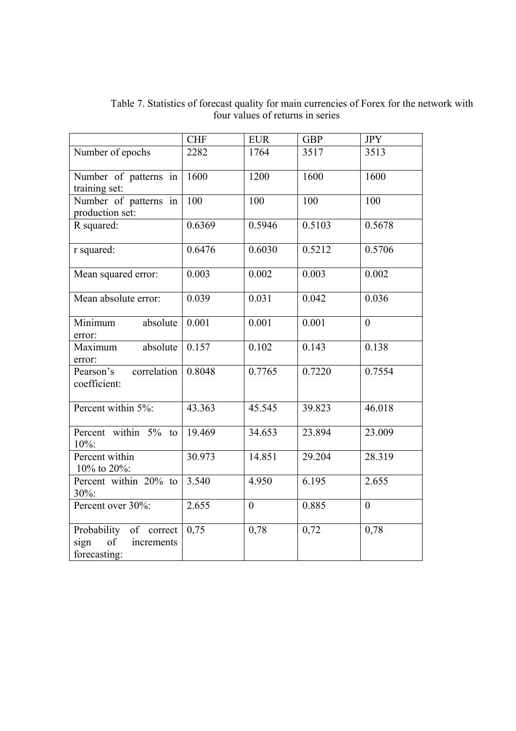Table 7. Statistics of forecast quality for main currencies of Forex for the network with four values of returns in series

| | CHF | EUR | GBP | JPY |
|---|---|---|---|---|
| Number of epochs | 2282 | 1764 | 3517 | 3513 |
| Number of patterns in training set: | 1600 | 1200 | 1600 | 1600 |
| Number of patterns in production set: | 100 | 100 | 100 | 100 |
| R squared: | 0.6369 | 0.5946 | 0.5103 | 0.5678 |
| r squared: | 0.6476 | 0.6030 | 0.5212 | 0.5706 |
| Mean squared error: | 0.003 | 0.002 | 0.003 | 0.002 |
| Mean absolute error: | 0.039 | 0.031 | 0.042 | 0.036 |
| Minimum absolute error: | 0.001 | 0.001 | 0.001 | 0 |
| Maximum absolute error: | 0.157 | 0.102 | 0.143 | 0.138 |
| Pearson's correlation coefficient: | 0.8048 | 0.7765 | 0.7220 | 0.7554 |
| Percent within 5%: | 43.363 | 45.545 | 39.823 | 46.018 |
| Percent within 5% to 10%: | 19.469 | 34.653 | 23.894 | 23.009 |
| Percent within 10% to 20%: | 30.973 | 14.851 | 29.204 | 28.319 |
| Percent within 20% to 30%: | 3.540 | 4.950 | 6.195 | 2.655 |
| Percent over 30%: | 2.655 | 0 | 0.885 | 0 |
| Probability of correct sign of increments forecasting: | 0,75 | 0,78 | 0,72 | 0,78 |